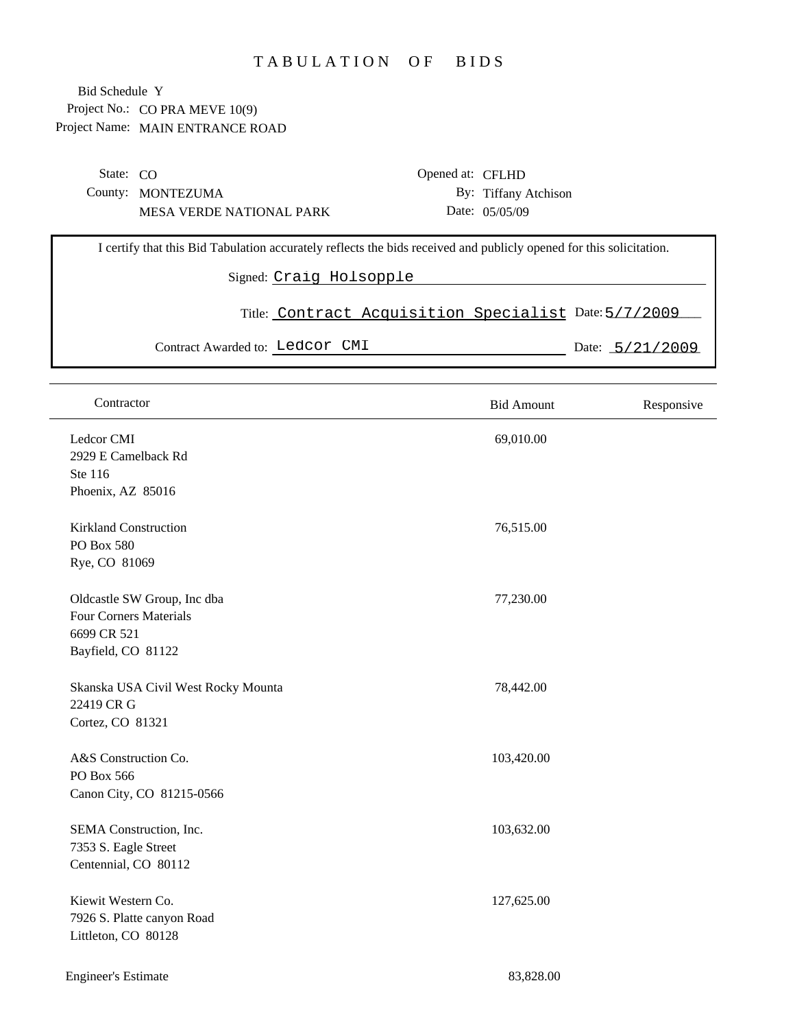# TABULATION OF BIDS

Bid Schedule Y
Project No.: CO PRA MEVE 10(9)
Project Name: MAIN ENTRANCE ROAD

State: CO
County: MONTEZUMA
MESA VERDE NATIONAL PARK

Opened at: CFLHD
By: Tiffany Atchison
Date: 05/05/09

I certify that this Bid Tabulation accurately reflects the bids received and publicly opened for this solicitation.

Signed: Craig Holsopple

Title: Contract Acquisition Specialist Date: 5/7/2009

Contract Awarded to: Ledcor CMI Date: 5/21/2009

| Contractor | Bid Amount | Responsive |
|---|---|---|
| Ledcor CMI<br>2929 E Camelback Rd<br>Ste 116<br>Phoenix, AZ 85016 | 69,010.00 | |
| Kirkland Construction<br>PO Box 580<br>Rye, CO 81069 | 76,515.00 | |
| Oldcastle SW Group, Inc dba<br>Four Corners Materials<br>6699 CR 521<br>Bayfield, CO 81122 | 77,230.00 | |
| Skanska USA Civil West Rocky Mounta<br>22419 CR G<br>Cortez, CO 81321 | 78,442.00 | |
| A&S Construction Co.<br>PO Box 566<br>Canon City, CO 81215-0566 | 103,420.00 | |
| SEMA Construction, Inc.<br>7353 S. Eagle Street<br>Centennial, CO 80112 | 103,632.00 | |
| Kiewit Western Co.<br>7926 S. Platte canyon Road<br>Littleton, CO 80128 | 127,625.00 | |
| Engineer's Estimate | 83,828.00 | |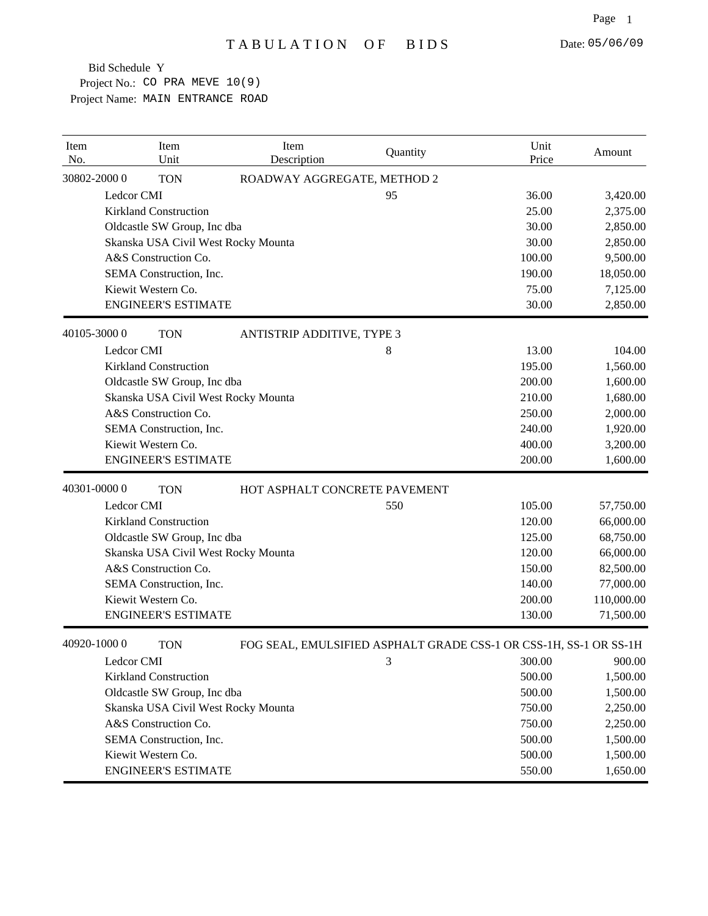# TABULATION OF BIDS

Date: 05/06/09

Bid Schedule Y
Project No.: CO PRA MEVE 10(9)
Project Name: MAIN ENTRANCE ROAD

| Item No. | Item Unit | Item Description | Quantity | Unit Price | Amount |
|---|---|---|---|---|---|
| 30802-2000 0 | TON | ROADWAY AGGREGATE, METHOD 2 | | | |
| | Ledcor CMI | | 95 | 36.00 | 3,420.00 |
| | Kirkland Construction | | | 25.00 | 2,375.00 |
| | Oldcastle SW Group, Inc dba | | | 30.00 | 2,850.00 |
| | Skanska USA Civil West Rocky Mounta | | | 30.00 | 2,850.00 |
| | A&S Construction Co. | | | 100.00 | 9,500.00 |
| | SEMA Construction, Inc. | | | 190.00 | 18,050.00 |
| | Kiewit Western Co. | | | 75.00 | 7,125.00 |
| | ENGINEER'S ESTIMATE | | | 30.00 | 2,850.00 |
| 40105-3000 0 | TON | ANTISTRIP ADDITIVE, TYPE 3 | | | |
| | Ledcor CMI | | 8 | 13.00 | 104.00 |
| | Kirkland Construction | | | 195.00 | 1,560.00 |
| | Oldcastle SW Group, Inc dba | | | 200.00 | 1,600.00 |
| | Skanska USA Civil West Rocky Mounta | | | 210.00 | 1,680.00 |
| | A&S Construction Co. | | | 250.00 | 2,000.00 |
| | SEMA Construction, Inc. | | | 240.00 | 1,920.00 |
| | Kiewit Western Co. | | | 400.00 | 3,200.00 |
| | ENGINEER'S ESTIMATE | | | 200.00 | 1,600.00 |
| 40301-0000 0 | TON | HOT ASPHALT CONCRETE PAVEMENT | | | |
| | Ledcor CMI | | 550 | 105.00 | 57,750.00 |
| | Kirkland Construction | | | 120.00 | 66,000.00 |
| | Oldcastle SW Group, Inc dba | | | 125.00 | 68,750.00 |
| | Skanska USA Civil West Rocky Mounta | | | 120.00 | 66,000.00 |
| | A&S Construction Co. | | | 150.00 | 82,500.00 |
| | SEMA Construction, Inc. | | | 140.00 | 77,000.00 |
| | Kiewit Western Co. | | | 200.00 | 110,000.00 |
| | ENGINEER'S ESTIMATE | | | 130.00 | 71,500.00 |
| 40920-1000 0 | TON | FOG SEAL, EMULSIFIED ASPHALT GRADE CSS-1 OR CSS-1H, SS-1 OR SS-1H | | | |
| | Ledcor CMI | | 3 | 300.00 | 900.00 |
| | Kirkland Construction | | | 500.00 | 1,500.00 |
| | Oldcastle SW Group, Inc dba | | | 500.00 | 1,500.00 |
| | Skanska USA Civil West Rocky Mounta | | | 750.00 | 2,250.00 |
| | A&S Construction Co. | | | 750.00 | 2,250.00 |
| | SEMA Construction, Inc. | | | 500.00 | 1,500.00 |
| | Kiewit Western Co. | | | 500.00 | 1,500.00 |
| | ENGINEER'S ESTIMATE | | | 550.00 | 1,650.00 |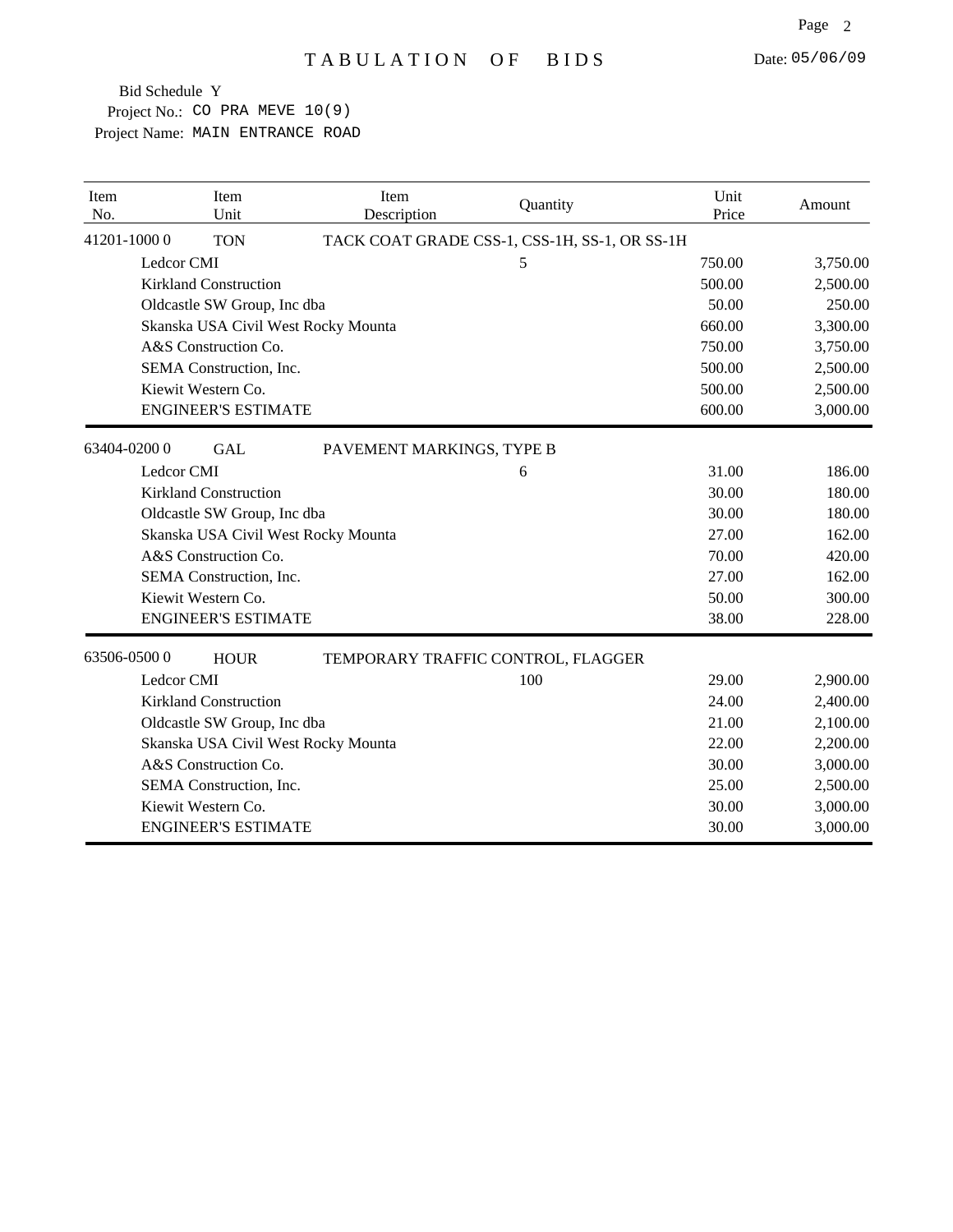# TABULATION OF BIDS

Date: 05/06/09

Bid Schedule Y
Project No.: CO PRA MEVE 10(9)
Project Name: MAIN ENTRANCE ROAD

| Item No. | Item Unit | Item Description | Quantity | Unit Price | Amount |
|---|---|---|---|---|---|
| 41201-1000 0 | TON | TACK COAT GRADE CSS-1, CSS-1H, SS-1, OR SS-1H | | | |
| | Ledcor CMI | | 5 | 750.00 | 3,750.00 |
| | Kirkland Construction | | | 500.00 | 2,500.00 |
| | Oldcastle SW Group, Inc dba | | | 50.00 | 250.00 |
| | Skanska USA Civil West Rocky Mounta | | | 660.00 | 3,300.00 |
| | A&S Construction Co. | | | 750.00 | 3,750.00 |
| | SEMA Construction, Inc. | | | 500.00 | 2,500.00 |
| | Kiewit Western Co. | | | 500.00 | 2,500.00 |
| | ENGINEER'S ESTIMATE | | | 600.00 | 3,000.00 |
| 63404-0200 0 | GAL | PAVEMENT MARKINGS, TYPE B | | | |
| | Ledcor CMI | | 6 | 31.00 | 186.00 |
| | Kirkland Construction | | | 30.00 | 180.00 |
| | Oldcastle SW Group, Inc dba | | | 30.00 | 180.00 |
| | Skanska USA Civil West Rocky Mounta | | | 27.00 | 162.00 |
| | A&S Construction Co. | | | 70.00 | 420.00 |
| | SEMA Construction, Inc. | | | 27.00 | 162.00 |
| | Kiewit Western Co. | | | 50.00 | 300.00 |
| | ENGINEER'S ESTIMATE | | | 38.00 | 228.00 |
| 63506-0500 0 | HOUR | TEMPORARY TRAFFIC CONTROL, FLAGGER | | | |
| | Ledcor CMI | | 100 | 29.00 | 2,900.00 |
| | Kirkland Construction | | | 24.00 | 2,400.00 |
| | Oldcastle SW Group, Inc dba | | | 21.00 | 2,100.00 |
| | Skanska USA Civil West Rocky Mounta | | | 22.00 | 2,200.00 |
| | A&S Construction Co. | | | 30.00 | 3,000.00 |
| | SEMA Construction, Inc. | | | 25.00 | 2,500.00 |
| | Kiewit Western Co. | | | 30.00 | 3,000.00 |
| | ENGINEER'S ESTIMATE | | | 30.00 | 3,000.00 |